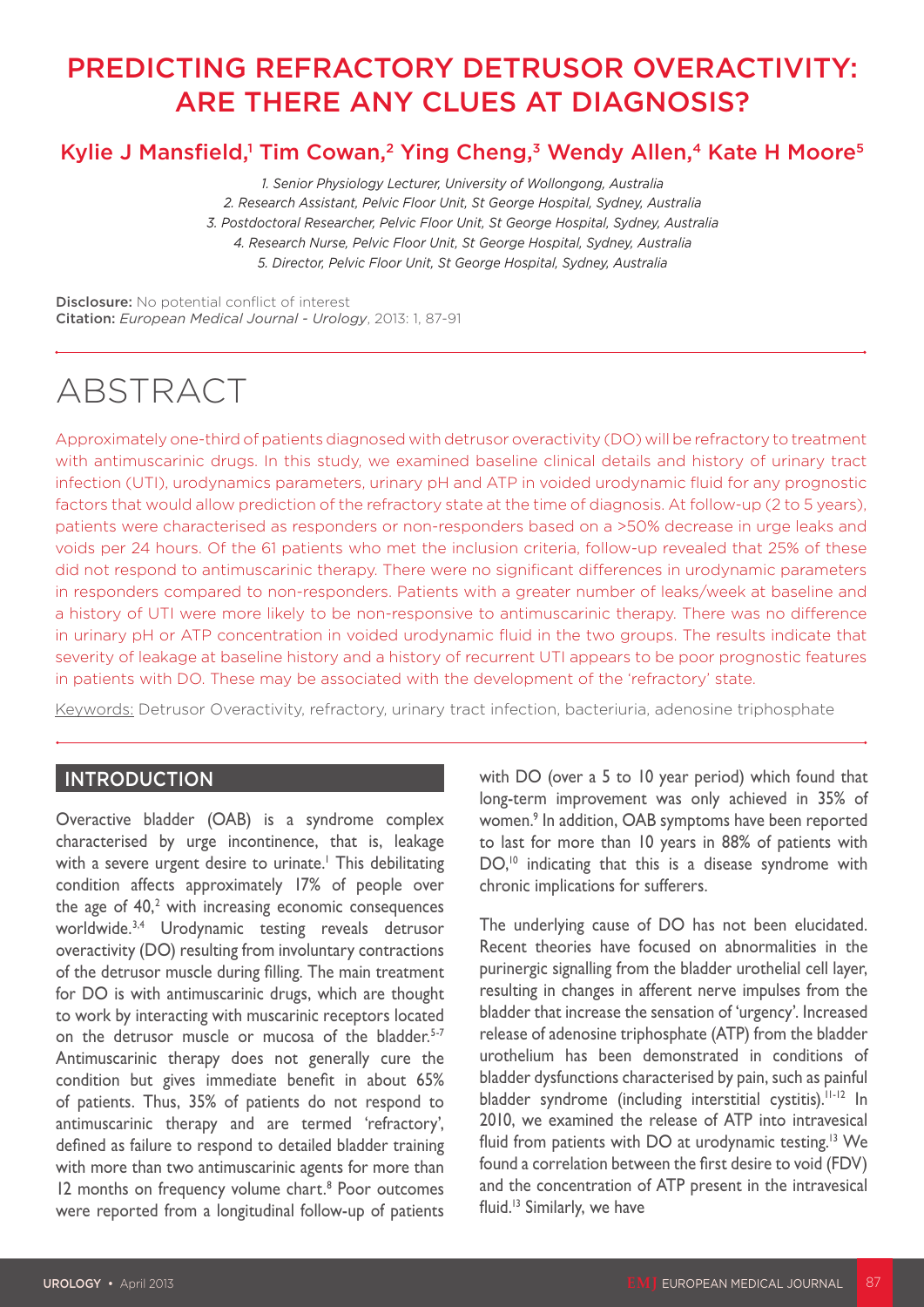# PREDICTING REFRACTORY DETRUSOR OVERACTIVITY: ARE THERE ANY CLUES AT DIAGNOSIS?

## Kylie J Mansfield,[1] Tim Cowan,[2] Ying Cheng,[3] Wendy Allen,[4] Kate H Moore[5]

*1. Senior Physiology Lecturer, University of Wollongong, Australia*
*2. Research Assistant, Pelvic Floor Unit, St George Hospital, Sydney, Australia*
*3. Postdoctoral Researcher, Pelvic Floor Unit, St George Hospital, Sydney, Australia*
*4. Research Nurse, Pelvic Floor Unit, St George Hospital, Sydney, Australia*
*5. Director, Pelvic Floor Unit, St George Hospital, Sydney, Australia*

**Disclosure:** No potential conflict of interest
**Citation:** *European Medical Journal - Urology*, 2013: 1, 87-91

# ABSTRACT

Approximately one-third of patients diagnosed with detrusor overactivity (DO) will be refractory to treatment with antimuscarinic drugs. In this study, we examined baseline clinical details and history of urinary tract infection (UTI), urodynamics parameters, urinary pH and ATP in voided urodynamic fluid for any prognostic factors that would allow prediction of the refractory state at the time of diagnosis. At follow-up (2 to 5 years), patients were characterised as responders or non-responders based on a >50% decrease in urge leaks and voids per 24 hours. Of the 61 patients who met the inclusion criteria, follow-up revealed that 25% of these did not respond to antimuscarinic therapy. There were no significant differences in urodynamic parameters in responders compared to non-responders. Patients with a greater number of leaks/week at baseline and a history of UTI were more likely to be non-responsive to antimuscarinic therapy. There was no difference in urinary pH or ATP concentration in voided urodynamic fluid in the two groups. The results indicate that severity of leakage at baseline history and a history of recurrent UTI appears to be poor prognostic features in patients with DO. These may be associated with the development of the 'refractory' state.

Keywords: Detrusor Overactivity, refractory, urinary tract infection, bacteriuria, adenosine triphosphate

## INTRODUCTION

Overactive bladder (OAB) is a syndrome complex characterised by urge incontinence, that is, leakage with a severe urgent desire to urinate.[1] This debilitating condition affects approximately 17% of people over the age of 40,[2] with increasing economic consequences worldwide.[3,4] Urodynamic testing reveals detrusor overactivity (DO) resulting from involuntary contractions of the detrusor muscle during filling. The main treatment for DO is with antimuscarinic drugs, which are thought to work by interacting with muscarinic receptors located on the detrusor muscle or mucosa of the bladder.[5-7] Antimuscarinic therapy does not generally cure the condition but gives immediate benefit in about 65% of patients. Thus, 35% of patients do not respond to antimuscarinic therapy and are termed 'refractory', defined as failure to respond to detailed bladder training with more than two antimuscarinic agents for more than 12 months on frequency volume chart.[8] Poor outcomes were reported from a longitudinal follow-up of patients with DO (over a 5 to 10 year period) which found that long-term improvement was only achieved in 35% of women.[9] In addition, OAB symptoms have been reported to last for more than 10 years in 88% of patients with DO,[10] indicating that this is a disease syndrome with chronic implications for sufferers.

The underlying cause of DO has not been elucidated. Recent theories have focused on abnormalities in the purinergic signalling from the bladder urothelial cell layer, resulting in changes in afferent nerve impulses from the bladder that increase the sensation of 'urgency'. Increased release of adenosine triphosphate (ATP) from the bladder urothelium has been demonstrated in conditions of bladder dysfunctions characterised by pain, such as painful bladder syndrome (including interstitial cystitis).[11-12] In 2010, we examined the release of ATP into intravesical fluid from patients with DO at urodynamic testing.[13] We found a correlation between the first desire to void (FDV) and the concentration of ATP present in the intravesical fluid.[13] Similarly, we have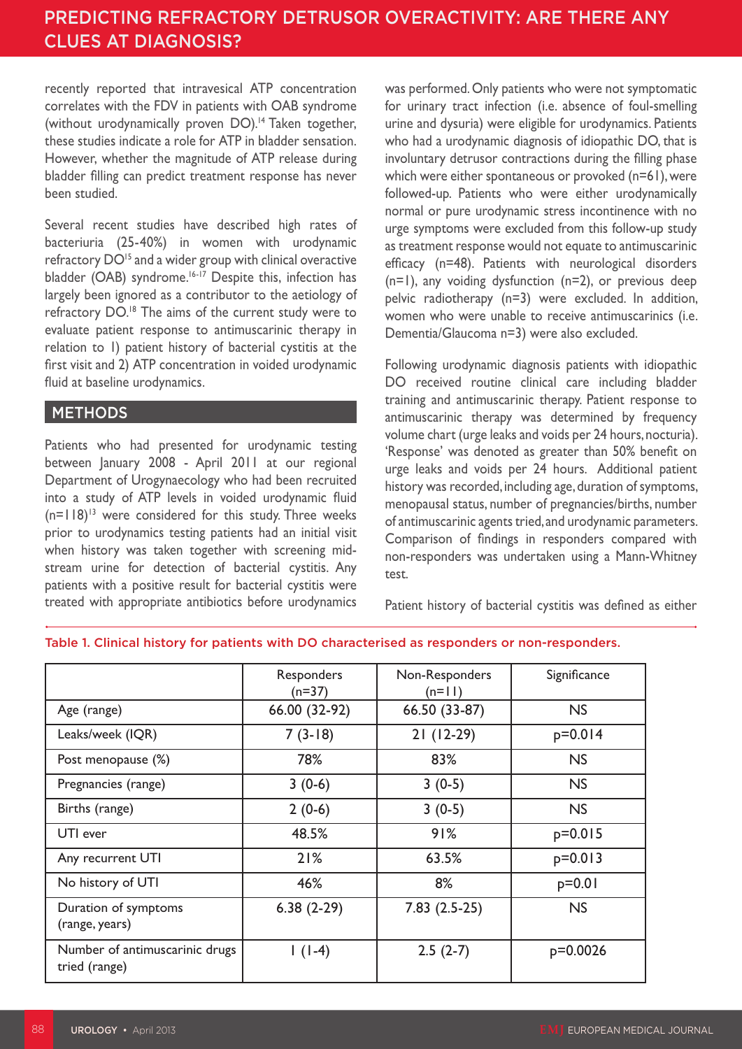recently reported that intravesical ATP concentration correlates with the FDV in patients with OAB syndrome (without urodynamically proven DO).[14] Taken together, these studies indicate a role for ATP in bladder sensation. However, whether the magnitude of ATP release during bladder filling can predict treatment response has never been studied.

Several recent studies have described high rates of bacteriuria (25-40%) in women with urodynamic refractory DO[15] and a wider group with clinical overactive bladder (OAB) syndrome.[16-17] Despite this, infection has largely been ignored as a contributor to the aetiology of refractory DO.[18] The aims of the current study were to evaluate patient response to antimuscarinic therapy in relation to 1) patient history of bacterial cystitis at the first visit and 2) ATP concentration in voided urodynamic fluid at baseline urodynamics.

## METHODS

Patients who had presented for urodynamic testing between January 2008 - April 2011 at our regional Department of Urogynaecology who had been recruited into a study of ATP levels in voided urodynamic fluid (n=118)[13] were considered for this study. Three weeks prior to urodynamics testing patients had an initial visit when history was taken together with screening mid-stream urine for detection of bacterial cystitis. Any patients with a positive result for bacterial cystitis were treated with appropriate antibiotics before urodynamics was performed. Only patients who were not symptomatic for urinary tract infection (i.e. absence of foul-smelling urine and dysuria) were eligible for urodynamics. Patients who had a urodynamic diagnosis of idiopathic DO, that is involuntary detrusor contractions during the filling phase which were either spontaneous or provoked (n=61), were followed-up. Patients who were either urodynamically normal or pure urodynamic stress incontinence with no urge symptoms were excluded from this follow-up study as treatment response would not equate to antimuscarinic efficacy (n=48). Patients with neurological disorders (n=1), any voiding dysfunction (n=2), or previous deep pelvic radiotherapy (n=3) were excluded. In addition, women who were unable to receive antimuscarinics (i.e. Dementia/Glaucoma n=3) were also excluded.

Following urodynamic diagnosis patients with idiopathic DO received routine clinical care including bladder training and antimuscarinic therapy. Patient response to antimuscarinic therapy was determined by frequency volume chart (urge leaks and voids per 24 hours, nocturia). 'Response' was denoted as greater than 50% benefit on urge leaks and voids per 24 hours. Additional patient history was recorded, including age, duration of symptoms, menopausal status, number of pregnancies/births, number of antimuscarinic agents tried, and urodynamic parameters. Comparison of findings in responders compared with non-responders was undertaken using a Mann-Whitney test.

Patient history of bacterial cystitis was defined as either

Table 1. Clinical history for patients with DO characterised as responders or non-responders.

| | Responders (n=37) | Non-Responders (n=11) | Significance |
|---|---|---|---|
| Age (range) | 66.00 (32-92) | 66.50 (33-87) | NS |
| Leaks/week (IQR) | 7 (3-18) | 21 (12-29) | p=0.014 |
| Post menopause (%) | 78% | 83% | NS |
| Pregnancies (range) | 3 (0-6) | 3 (0-5) | NS |
| Births (range) | 2 (0-6) | 3 (0-5) | NS |
| UTI ever | 48.5% | 91% | p=0.015 |
| Any recurrent UTI | 21% | 63.5% | p=0.013 |
| No history of UTI | 46% | 8% | p=0.01 |
| Duration of symptoms (range, years) | 6.38 (2-29) | 7.83 (2.5-25) | NS |
| Number of antimuscarinic drugs tried (range) | 1 (1-4) | 2.5 (2-7) | p=0.0026 |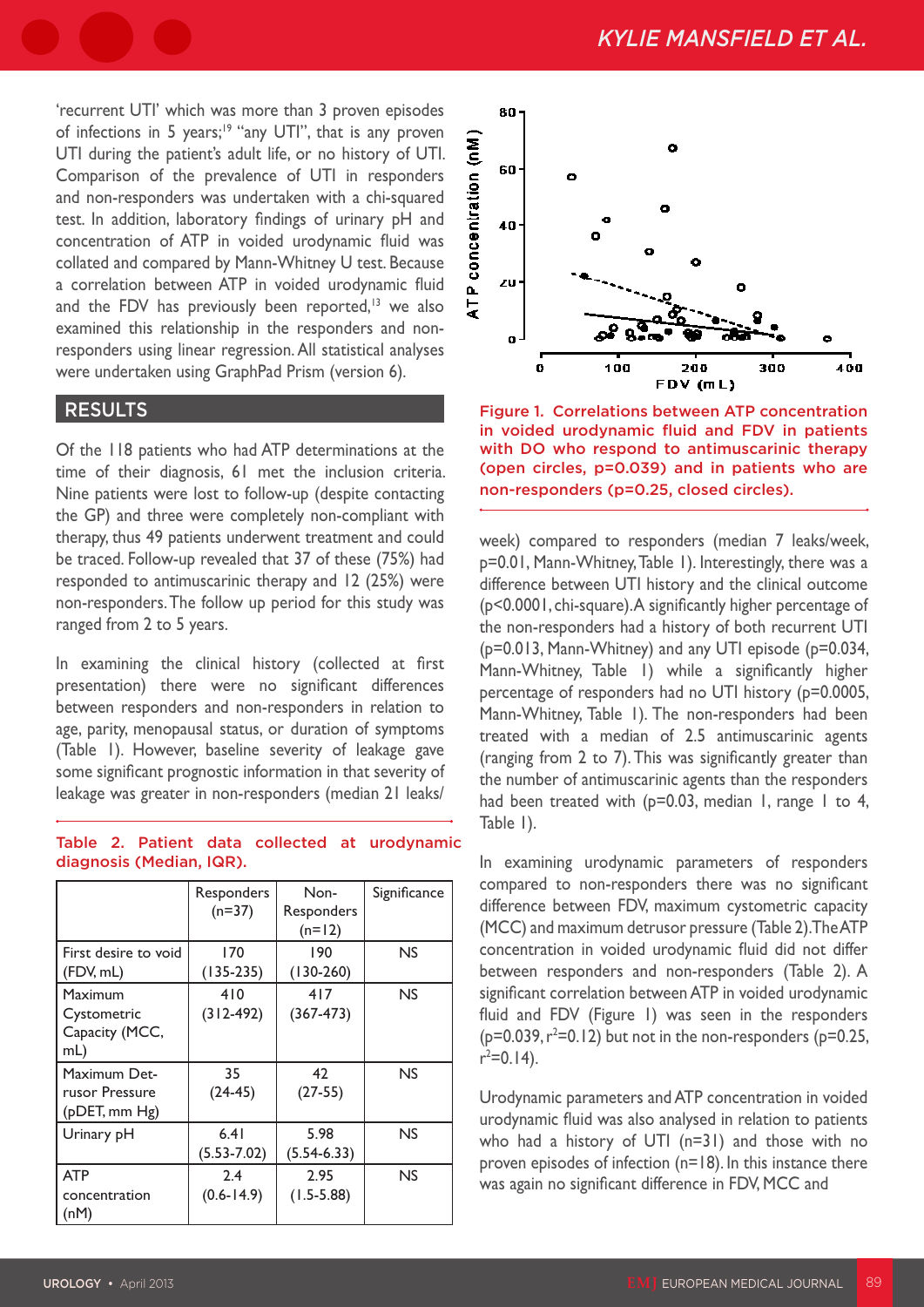'recurrent UTI' which was more than 3 proven episodes of infections in 5 years;[19] "any UTI", that is any proven UTI during the patient's adult life, or no history of UTI. Comparison of the prevalence of UTI in responders and non-responders was undertaken with a chi-squared test. In addition, laboratory findings of urinary pH and concentration of ATP in voided urodynamic fluid was collated and compared by Mann-Whitney U test. Because a correlation between ATP in voided urodynamic fluid and the FDV has previously been reported,[13] we also examined this relationship in the responders and non-responders using linear regression. All statistical analyses were undertaken using GraphPad Prism (version 6).

## RESULTS

Of the 118 patients who had ATP determinations at the time of their diagnosis, 61 met the inclusion criteria. Nine patients were lost to follow-up (despite contacting the GP) and three were completely non-compliant with therapy, thus 49 patients underwent treatment and could be traced. Follow-up revealed that 37 of these (75%) had responded to antimuscarinic therapy and 12 (25%) were non-responders. The follow up period for this study was ranged from 2 to 5 years.

In examining the clinical history (collected at first presentation) there were no significant differences between responders and non-responders in relation to age, parity, menopausal status, or duration of symptoms (Table 1). However, baseline severity of leakage gave some significant prognostic information in that severity of leakage was greater in non-responders (median 21 leaks/week) compared to responders (median 7 leaks/week, p=0.01, Mann-Whitney, Table 1). Interestingly, there was a difference between UTI history and the clinical outcome (p<0.0001, chi-square). A significantly higher percentage of the non-responders had a history of both recurrent UTI (p=0.013, Mann-Whitney) and any UTI episode (p=0.034, Mann-Whitney, Table 1) while a significantly higher percentage of responders had no UTI history (p=0.0005, Mann-Whitney, Table 1). The non-responders had been treated with a median of 2.5 antimuscarinic agents (ranging from 2 to 7). This was significantly greater than the number of antimuscarinic agents than the responders had been treated with (p=0.03, median 1, range 1 to 4, Table 1).

Table 2. Patient data collected at urodynamic diagnosis (Median, IQR).

| | Responders (n=37) | Non-Responders (n=12) | Significance |
|---|---|---|---|
| First desire to void (FDV, mL) | 170 (135-235) | 190 (130-260) | NS |
| Maximum Cystometric Capacity (MCC, mL) | 410 (312-492) | 417 (367-473) | NS |
| Maximum Detrusor Pressure (pDET, mm Hg) | 35 (24-45) | 42 (27-55) | NS |
| Urinary pH | 6.41 (5.53-7.02) | 5.98 (5.54-6.33) | NS |
| ATP concentration (nM) | 2.4 (0.6-14.9) | 2.95 (1.5-5.88) | NS |

Figure 1. Correlations between ATP concentration in voided urodynamic fluid and FDV in patients with DO who respond to antimuscarinic therapy (open circles, p=0.039) and in patients who are non-responders (p=0.25, closed circles).

In examining urodynamic parameters of responders compared to non-responders there was no significant difference between FDV, maximum cystometric capacity (MCC) and maximum detrusor pressure (Table 2). The ATP concentration in voided urodynamic fluid did not differ between responders and non-responders (Table 2). A significant correlation between ATP in voided urodynamic fluid and FDV (Figure 1) was seen in the responders (p=0.039, $r^2$=0.12) but not in the non-responders (p=0.25, $r^2$=0.14).

Urodynamic parameters and ATP concentration in voided urodynamic fluid was also analysed in relation to patients who had a history of UTI (n=31) and those with no proven episodes of infection (n=18). In this instance there was again no significant difference in FDV, MCC and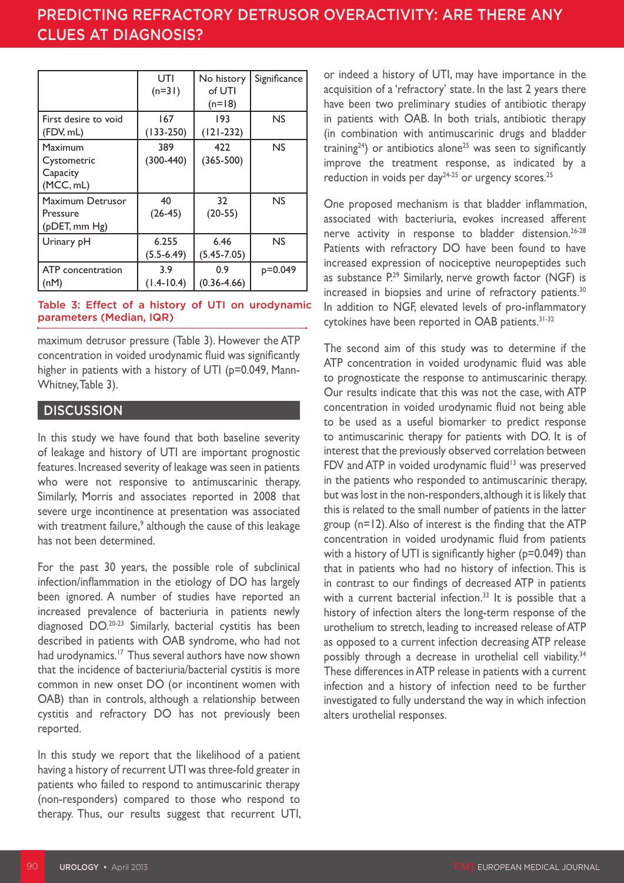| | UTI (n=31) | No history of UTI (n=18) | Significance |
|---|---|---|---|
| First desire to void (FDV, mL) | 167 (133-250) | 193 (121-232) | NS |
| Maximum Cystometric Capacity (MCC, mL) | 389 (300-440) | 422 (365-500) | NS |
| Maximum Detrusor Pressure (pDET, mm Hg) | 40 (26-45) | 32 (20-55) | NS |
| Urinary pH | 6.255 (5.5-6.49) | 6.46 (5.45-7.05) | NS |
| ATP concentration (nM) | 3.9 (1.4-10.4) | 0.9 (0.36-4.66) | p=0.049 |

Table 3: Effect of a history of UTI on urodynamic parameters (Median, IQR)

maximum detrusor pressure (Table 3). However the ATP concentration in voided urodynamic fluid was significantly higher in patients with a history of UTI (p=0.049, Mann-Whitney, Table 3).

## DISCUSSION

In this study we have found that both baseline severity of leakage and history of UTI are important prognostic features. Increased severity of leakage was seen in patients who were not responsive to antimuscarinic therapy. Similarly, Morris and associates reported in 2008 that severe urge incontinence at presentation was associated with treatment failure,[9] although the cause of this leakage has not been determined.

For the past 30 years, the possible role of subclinical infection/inflammation in the etiology of DO has largely been ignored. A number of studies have reported an increased prevalence of bacteriuria in patients newly diagnosed DO.[20-23] Similarly, bacterial cystitis has been described in patients with OAB syndrome, who had not had urodynamics.[17] Thus several authors have now shown that the incidence of bacteriuria/bacterial cystitis is more common in new onset DO (or incontinent women with OAB) than in controls, although a relationship between cystitis and refractory DO has not previously been reported.

In this study we report that the likelihood of a patient having a history of recurrent UTI was three-fold greater in patients who failed to respond to antimuscarinic therapy (non-responders) compared to those who respond to therapy. Thus, our results suggest that recurrent UTI, or indeed a history of UTI, may have importance in the acquisition of a 'refractory' state. In the last 2 years there have been two preliminary studies of antibiotic therapy in patients with OAB. In both trials, antibiotic therapy (in combination with antimuscarinic drugs and bladder training[24]) or antibiotics alone[25] was seen to significantly improve the treatment response, as indicated by a reduction in voids per day[24-25] or urgency scores.[25]

One proposed mechanism is that bladder inflammation, associated with bacteriuria, evokes increased afferent nerve activity in response to bladder distension.[26-28] Patients with refractory DO have been found to have increased expression of nociceptive neuropeptides such as substance P.[29] Similarly, nerve growth factor (NGF) is increased in biopsies and urine of refractory patients.[30] In addition to NGF, elevated levels of pro-inflammatory cytokines have been reported in OAB patients.[31-32]

The second aim of this study was to determine if the ATP concentration in voided urodynamic fluid was able to prognosticate the response to antimuscarinic therapy. Our results indicate that this was not the case, with ATP concentration in voided urodynamic fluid not being able to be used as a useful biomarker to predict response to antimuscarinic therapy for patients with DO. It is of interest that the previously observed correlation between FDV and ATP in voided urodynamic fluid[13] was preserved in the patients who responded to antimuscarinic therapy, but was lost in the non-responders, although it is likely that this is related to the small number of patients in the latter group (n=12). Also of interest is the finding that the ATP concentration in voided urodynamic fluid from patients with a history of UTI is significantly higher (p=0.049) than that in patients who had no history of infection. This is in contrast to our findings of decreased ATP in patients with a current bacterial infection.[33] It is possible that a history of infection alters the long-term response of the urothelium to stretch, leading to increased release of ATP as opposed to a current infection decreasing ATP release possibly through a decrease in urothelial cell viability.[34] These differences in ATP release in patients with a current infection and a history of infection need to be further investigated to fully understand the way in which infection alters urothelial responses.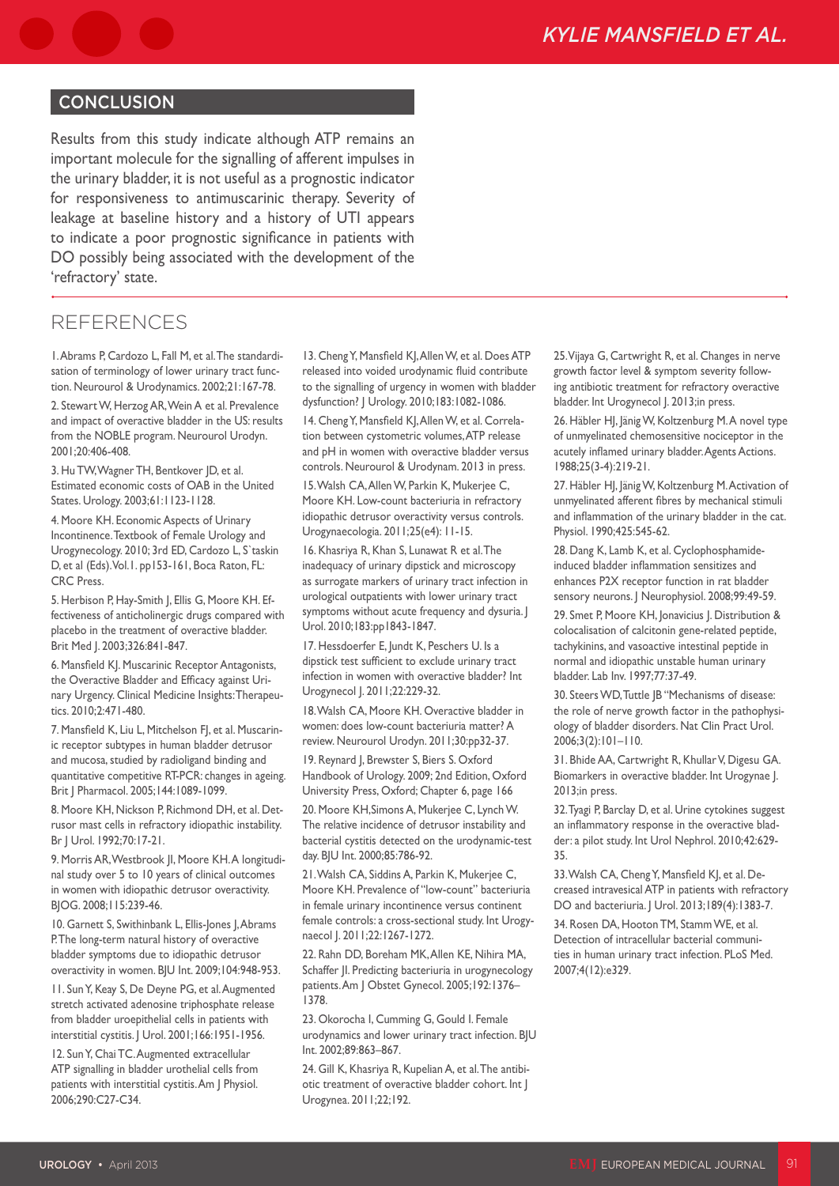## CONCLUSION

Results from this study indicate although ATP remains an important molecule for the signalling of afferent impulses in the urinary bladder, it is not useful as a prognostic indicator for responsiveness to antimuscarinic therapy. Severity of leakage at baseline history and a history of UTI appears to indicate a poor prognostic significance in patients with DO possibly being associated with the development of the 'refractory' state.

## REFERENCES

1. Abrams P, Cardozo L, Fall M, et al. The standardisation of terminology of lower urinary tract function. Neurourol & Urodynamics. 2002;21:167-78.

2. Stewart W, Herzog AR, Wein A et al. Prevalence and impact of overactive bladder in the US: results from the NOBLE program. Neurourol Urodyn. 2001;20:406-408.

3. Hu TW, Wagner TH, Bentkover JD, et al. Estimated economic costs of OAB in the United States. Urology. 2003;61:1123-1128.

4. Moore KH. Economic Aspects of Urinary Incontinence. Textbook of Female Urology and Urogynecology. 2010; 3rd ED, Cardozo L, S`taskin D, et al (Eds). Vol. 1. pp153-161, Boca Raton, FL: CRC Press.

5. Herbison P, Hay-Smith J, Ellis G, Moore KH. Effectiveness of anticholinergic drugs compared with placebo in the treatment of overactive bladder. Brit Med J. 2003;326:841-847.

6. Mansfield KJ. Muscarinic Receptor Antagonists, the Overactive Bladder and Efficacy against Urinary Urgency. Clinical Medicine Insights: Therapeutics. 2010;2:471-480.

7. Mansfield K, Liu L, Mitchelson FJ, et al. Muscarinic receptor subtypes in human bladder detrusor and mucosa, studied by radioligand binding and quantitative competitive RT-PCR: changes in ageing. Brit J Pharmacol. 2005;144:1089-1099.

8. Moore KH, Nickson P, Richmond DH, et al. Detrusor mast cells in refractory idiopathic instability. Br J Urol. 1992;70:17-21.

9. Morris AR, Westbrook JI, Moore KH. A longitudinal study over 5 to 10 years of clinical outcomes in women with idiopathic detrusor overactivity. BJOG. 2008;115:239-46.

10. Garnett S, Swithinbank L, Ellis-Jones J, Abrams P. The long-term natural history of overactive bladder symptoms due to idiopathic detrusor overactivity in women. BJU Int. 2009;104:948-953.

11. Sun Y, Keay S, De Deyne PG, et al. Augmented stretch activated adenosine triphosphate release from bladder uroepithelial cells in patients with interstitial cystitis. J Urol. 2001;166:1951-1956.

12. Sun Y, Chai TC. Augmented extracellular ATP signalling in bladder urothelial cells from patients with interstitial cystitis. Am J Physiol. 2006;290:C27-C34.

13. Cheng Y, Mansfield KJ, Allen W, et al. Does ATP released into voided urodynamic fluid contribute to the signalling of urgency in women with bladder dysfunction? J Urology. 2010;183:1082-1086.

14. Cheng Y, Mansfield KJ, Allen W, et al. Correlation between cystometric volumes, ATP release and pH in women with overactive bladder versus controls. Neurourol & Urodynam. 2013 in press.

15. Walsh CA, Allen W, Parkin K, Mukerjee C, Moore KH. Low-count bacteriuria in refractory idiopathic detrusor overactivity versus controls. Urogynaecologia. 2011;25(e4): 11-15.

16. Khasriya R, Khan S, Lunawat R et al. The inadequacy of urinary dipstick and microscopy as surrogate markers of urinary tract infection in urological outpatients with lower urinary tract symptoms without acute frequency and dysuria. J Urol. 2010;183:pp1843-1847.

17. Hessdoerfer E, Jundt K, Peschers U. Is a dipstick test sufficient to exclude urinary tract infection in women with overactive bladder? Int Urogynecol J. 2011;22:229-32.

18. Walsh CA, Moore KH. Overactive bladder in women: does low-count bacteriuria matter? A review. Neurourol Urodyn. 2011;30:pp32-37.

19. Reynard J, Brewster S, Biers S. Oxford Handbook of Urology. 2009; 2nd Edition, Oxford University Press, Oxford; Chapter 6, page 166

20. Moore KH, Simons A, Mukerjee C, Lynch W. The relative incidence of detrusor instability and bacterial cystitis detected on the urodynamic-test day. BJU Int. 2000;85:786-92.

21. Walsh CA, Siddins A, Parkin K, Mukerjee C, Moore KH. Prevalence of "low-count" bacteriuria in female urinary incontinence versus continent female controls: a cross-sectional study. Int Urogynaecol J. 2011;22:1267-1272.

22. Rahn DD, Boreham MK, Allen KE, Nihira MA, Schaffer JI. Predicting bacteriuria in urogynecology patients. Am J Obstet Gynecol. 2005;192:1376–1378.

23. Okorocha I, Cumming G, Gould I. Female urodynamics and lower urinary tract infection. BJU Int. 2002;89:863–867.

24. Gill K, Khasriya R, Kupelian A, et al. The antibiotic treatment of overactive bladder cohort. Int J Urogynea. 2011;22;192.

25. Vijaya G, Cartwright R, et al. Changes in nerve growth factor level & symptom severity following antibiotic treatment for refractory overactive bladder. Int Urogynecol J. 2013;in press.

26. Häbler HJ, Jänig W, Koltzenburg M. A novel type of unmyelinated chemosensitive nociceptor in the acutely inflamed urinary bladder. Agents Actions. 1988;25(3-4):219-21.

27. Häbler HJ, Jänig W, Koltzenburg M. Activation of unmyelinated afferent fibres by mechanical stimuli and inflammation of the urinary bladder in the cat. Physiol. 1990;425:545-62.

28. Dang K, Lamb K, et al. Cyclophosphamide-induced bladder inflammation sensitizes and enhances P2X receptor function in rat bladder sensory neurons. J Neurophysiol. 2008;99:49-59.

29. Smet P, Moore KH, Jonavicius J. Distribution & colocalisation of calcitonin gene-related peptide, tachykinins, and vasoactive intestinal peptide in normal and idiopathic unstable human urinary bladder. Lab Inv. 1997;77:37-49.

30. Steers WD, Tuttle JB "Mechanisms of disease: the role of nerve growth factor in the pathophysiology of bladder disorders. Nat Clin Pract Urol. 2006;3(2):101–110.

31. Bhide AA, Cartwright R, Khullar V, Digesu GA. Biomarkers in overactive bladder. Int Urogynae J. 2013;in press.

32. Tyagi P, Barclay D, et al. Urine cytokines suggest an inflammatory response in the overactive bladder: a pilot study. Int Urol Nephrol. 2010;42:629-35.

33. Walsh CA, Cheng Y, Mansfield KJ, et al. Decreased intravesical ATP in patients with refractory DO and bacteriuria. J Urol. 2013;189(4):1383-7.

34. Rosen DA, Hooton TM, Stamm WE, et al. Detection of intracellular bacterial communities in human urinary tract infection. PLoS Med. 2007;4(12):e329.